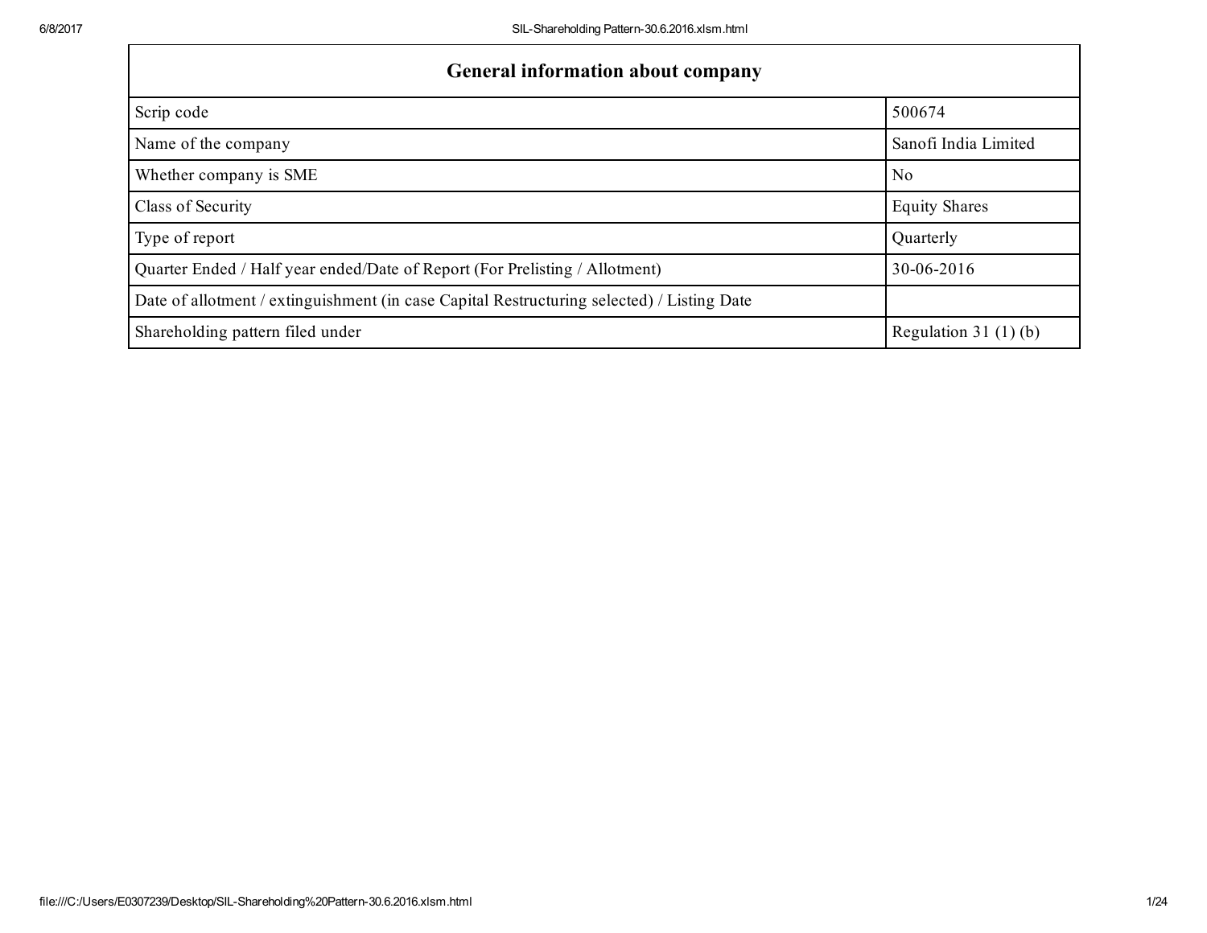| General information about company | |
|---|---|
| Scrip code | 500674 |
| Name of the company | Sanofi India Limited |
| Whether company is SME | No |
| Class of Security | Equity Shares |
| Type of report | Quarterly |
| Quarter Ended / Half year ended/Date of Report (For Prelisting / Allotment) | 30-06-2016 |
| Date of allotment / extinguishment (in case Capital Restructuring selected) / Listing Date | |
| Shareholding pattern filed under | Regulation 31 (1) (b) |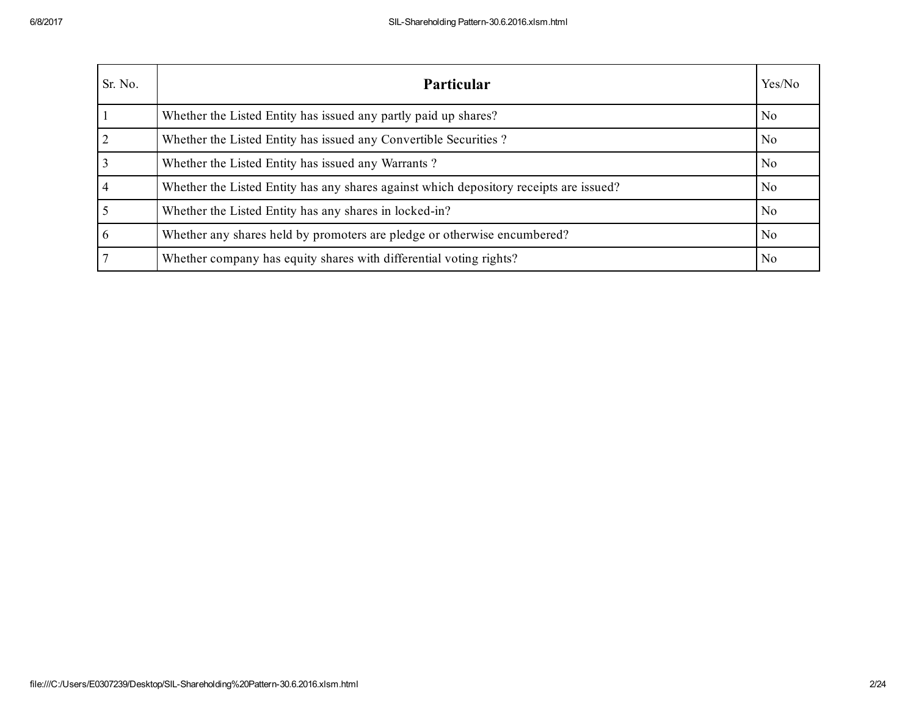| Sr. No. | **Particular** | Yes/No |
| --- | --- | --- |
| 1 | Whether the Listed Entity has issued any partly paid up shares? | No |
| 2 | Whether the Listed Entity has issued any Convertible Securities ? | No |
| 3 | Whether the Listed Entity has issued any Warrants ? | No |
| 4 | Whether the Listed Entity has any shares against which depository receipts are issued? | No |
| 5 | Whether the Listed Entity has any shares in locked-in? | No |
| 6 | Whether any shares held by promoters are pledge or otherwise encumbered? | No |
| 7 | Whether company has equity shares with differential voting rights? | No |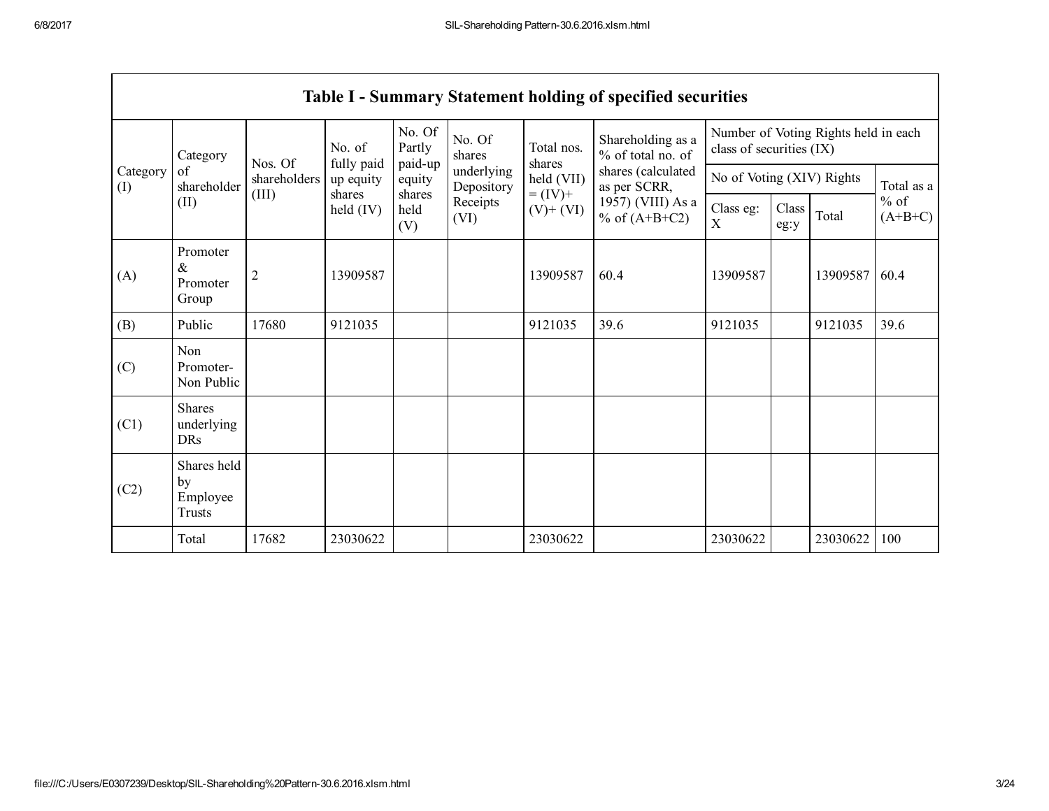## Table I - Summary Statement holding of specified securities

| Category (I) | Category of shareholder (II) | Nos. Of shareholders (III) | No. of fully paid up equity shares held (IV) | No. Of Partly paid-up equity shares held (V) | No. Of shares underlying Depository Receipts (VI) | Total nos. shares held (VII) = (IV)+ (V)+ (VI) | Shareholding as a % of total no. of shares (calculated as per SCRR, 1957) (VIII) As a % of (A+B+C2) | Number of Voting Rights held in each class of securities (IX) | | | |
|---|---|---|---|---|---|---|---|---|---|---|---|
| | | | | | | | | No of Voting (XIV) Rights | | | Total as a % of (A+B+C) |
| | | | | | | | | Class eg: X | Class eg:y | Total | |
| (A) | Promoter & Promoter Group | 2 | 13909587 | | | 13909587 | 60.4 | 13909587 | | 13909587 | 60.4 |
| (B) | Public | 17680 | 9121035 | | | 9121035 | 39.6 | 9121035 | | 9121035 | 39.6 |
| (C) | Non Promoter- Non Public | | | | | | | | | | |
| (C1) | Shares underlying DRs | | | | | | | | | | |
| (C2) | Shares held by Employee Trusts | | | | | | | | | | |
| | Total | 17682 | 23030622 | | | 23030622 | | 23030622 | | 23030622 | 100 |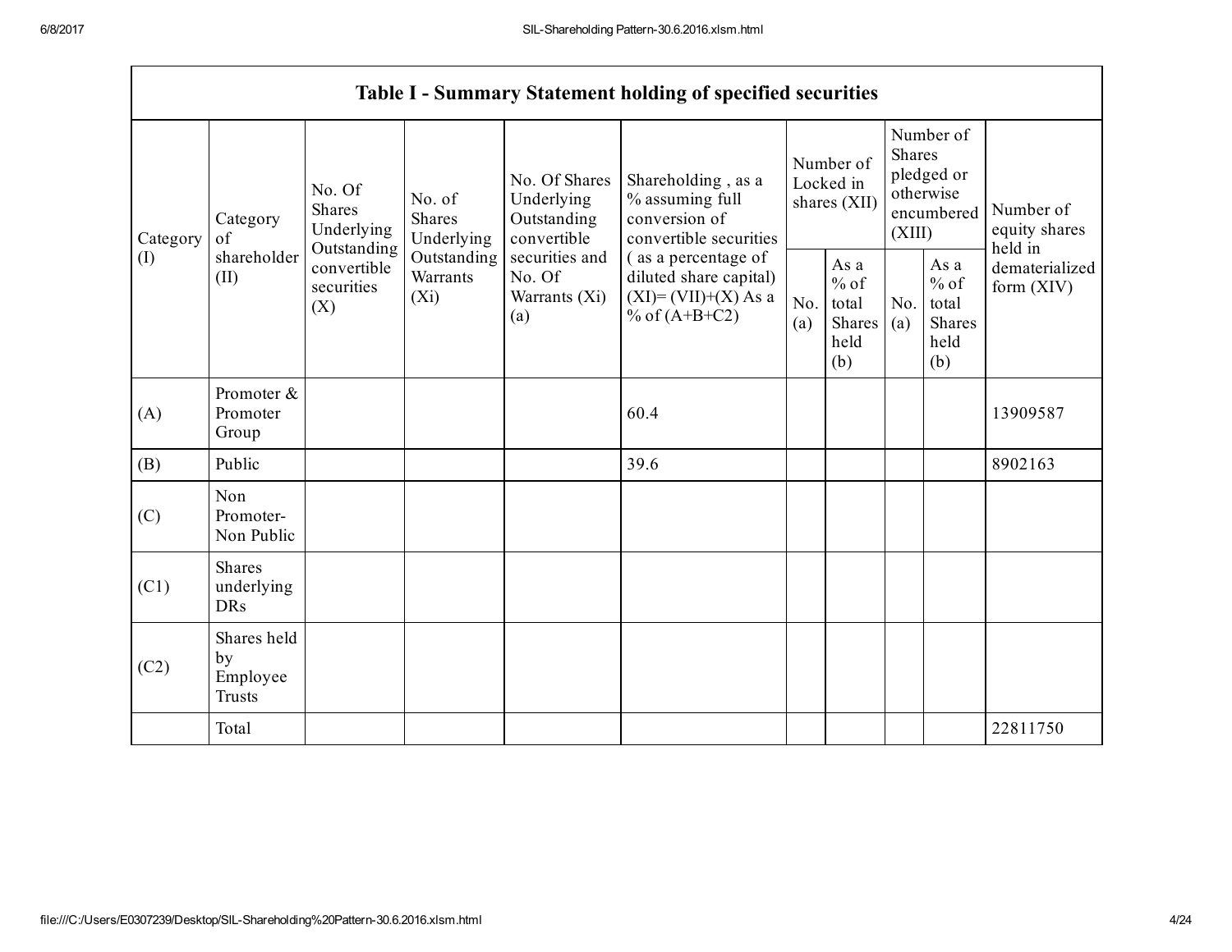| Table I - Summary Statement holding of specified securities | | | | | | | | | | |
|---|---|---|---|---|---|---|---|---|---|---|
| Category (I) | Category of shareholder (II) | No. Of Shares Underlying Outstanding convertible securities (X) | No. of Shares Underlying Outstanding Warrants (Xi) | No. Of Shares Underlying Outstanding convertible securities and No. Of Warrants (Xi) (a) | Shareholding , as a % assuming full conversion of convertible securities ( as a percentage of diluted share capital) (XI)= (VII)+(X) As a % of (A+B+C2) | Number of Locked in shares (XII) | | Number of Shares pledged or otherwise encumbered (XIII) | | Number of equity shares held in dematerialized form (XIV) |
| | | | | | | No. (a) | As a % of total Shares held (b) | No. (a) | As a % of total Shares held (b) | |
| (A) | Promoter & Promoter Group | | | | 60.4 | | | | | 13909587 |
| (B) | Public | | | | 39.6 | | | | | 8902163 |
| (C) | Non Promoter- Non Public | | | | | | | | | |
| (C1) | Shares underlying DRs | | | | | | | | | |
| (C2) | Shares held by Employee Trusts | | | | | | | | | |
| | Total | | | | | | | | | 22811750 |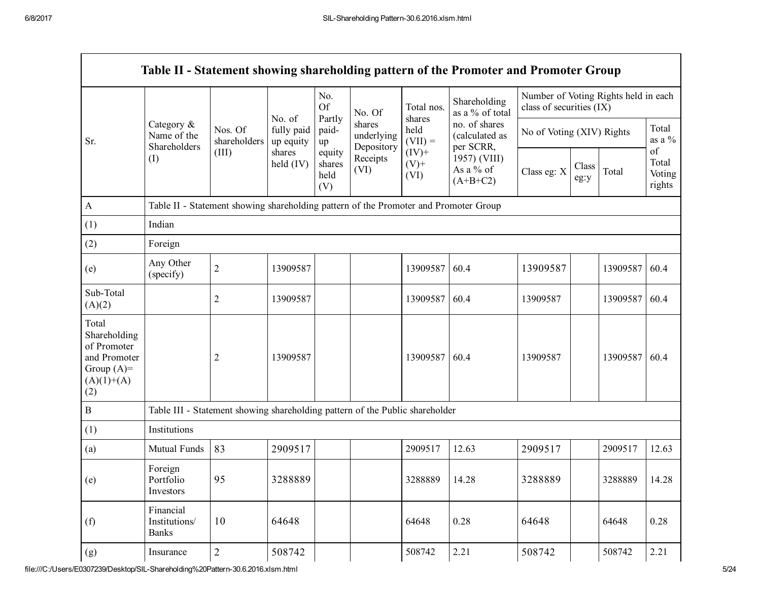| Table II - Statement showing shareholding pattern of the Promoter and Promoter Group | | | | | | | | | | | |
|---|---|---|---|---|---|---|---|---|---|---|---|
| Sr. | Category & Name of the Shareholders (I) | Nos. Of shareholders (III) | No. of fully paid up equity shares held (IV) | No. Of Partly paid-up equity shares held (V) | No. Of shares underlying Depository Receipts (VI) | Total nos. shares held (VII) = (IV)+ (V)+ (VI) | Shareholding as a % of total no. of shares (calculated as per SCRR, 1957) (VIII) As a % of (A+B+C2) | Number of Voting Rights held in each class of securities (IX) | | | |
| | | | | | | | | No of Voting (XIV) Rights | | | Total as a % of Total Voting rights |
| | | | | | | | | Class eg: X | Class eg:y | Total | |
| A | Table II - Statement showing shareholding pattern of the Promoter and Promoter Group | | | | | | | | | | |
| (1) | Indian | | | | | | | | | | |
| (2) | Foreign | | | | | | | | | | |
| (e) | Any Other (specify) | 2 | 13909587 | | | 13909587 | 60.4 | 13909587 | | 13909587 | 60.4 |
| Sub-Total (A)(2) | | 2 | 13909587 | | | 13909587 | 60.4 | 13909587 | | 13909587 | 60.4 |
| Total Shareholding of Promoter and Promoter Group (A)= (A)(1)+(A)(2) | | 2 | 13909587 | | | 13909587 | 60.4 | 13909587 | | 13909587 | 60.4 |
| B | Table III - Statement showing shareholding pattern of the Public shareholder | | | | | | | | | | |
| (1) | Institutions | | | | | | | | | | |
| (a) | Mutual Funds | 83 | 2909517 | | | 2909517 | 12.63 | 2909517 | | 2909517 | 12.63 |
| (e) | Foreign Portfolio Investors | 95 | 3288889 | | | 3288889 | 14.28 | 3288889 | | 3288889 | 14.28 |
| (f) | Financial Institutions/ Banks | 10 | 64648 | | | 64648 | 0.28 | 64648 | | 64648 | 0.28 |
| (g) | Insurance | 2 | 508742 | | | 508742 | 2.21 | 508742 | | 508742 | 2.21 |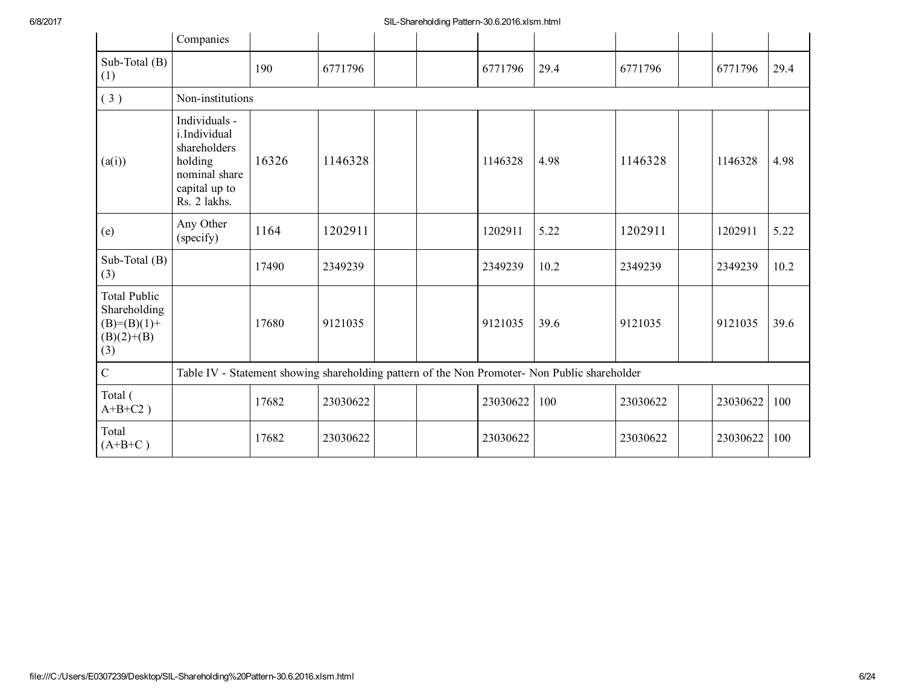|  | Companies |  |  |  |  |  |  |  |  |  |  |
|---|---|---|---|---|---|---|---|---|---|---|---|
| Sub-Total (B) (1) |  | 190 | 6771796 |  |  | 6771796 | 29.4 | 6771796 |  | 6771796 | 29.4 |
| ( 3 ) | Non-institutions |  |  |  |  |  |  |  |  |  |  |
| (a(i)) | Individuals - i.Individual shareholders holding nominal share capital up to Rs. 2 lakhs. | 16326 | 1146328 |  |  | 1146328 | 4.98 | 1146328 |  | 1146328 | 4.98 |
| (e) | Any Other (specify) | 1164 | 1202911 |  |  | 1202911 | 5.22 | 1202911 |  | 1202911 | 5.22 |
| Sub-Total (B) (3) |  | 17490 | 2349239 |  |  | 2349239 | 10.2 | 2349239 |  | 2349239 | 10.2 |
| Total Public Shareholding (B)=(B)(1)+(B)(2)+(B)(3) |  | 17680 | 9121035 |  |  | 9121035 | 39.6 | 9121035 |  | 9121035 | 39.6 |
| C | Table IV - Statement showing shareholding pattern of the Non Promoter- Non Public shareholder |  |  |  |  |  |  |  |  |  |  |
| Total ( A+B+C2 ) |  | 17682 | 23030622 |  |  | 23030622 | 100 | 23030622 |  | 23030622 | 100 |
| Total (A+B+C ) |  | 17682 | 23030622 |  |  | 23030622 |  | 23030622 |  | 23030622 | 100 |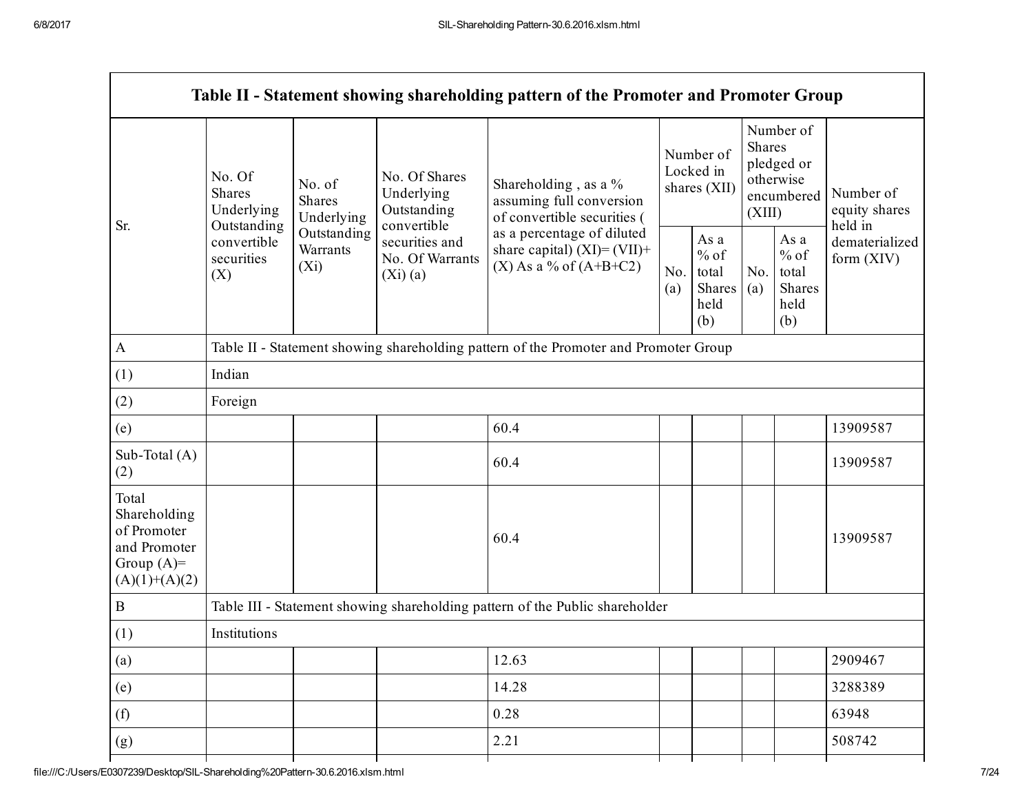| Table II - Statement showing shareholding pattern of the Promoter and Promoter Group | | | | | | | | | |
|---|---|---|---|---|---|---|---|---|---|
| Sr. | No. Of Shares Underlying Outstanding convertible securities (X) | No. of Shares Underlying Outstanding Warrants (Xi) | No. Of Shares Underlying Outstanding convertible securities and No. Of Warrants (Xi) (a) | Shareholding , as a % assuming full conversion of convertible securities ( as a percentage of diluted share capital) (XI)= (VII)+(X) As a % of (A+B+C2) | Number of Locked in shares (XII) | | Number of Shares pledged or otherwise encumbered (XIII) | | Number of equity shares held in dematerialized form (XIV) |
| | | | | | No. (a) | As a % of total Shares held (b) | No. (a) | As a % of total Shares held (b) | |
| A | Table II - Statement showing shareholding pattern of the Promoter and Promoter Group | | | | | | | | |
| (1) | Indian | | | | | | | | |
| (2) | Foreign | | | | | | | | |
| (e) | | | | 60.4 | | | | | 13909587 |
| Sub-Total (A)(2) | | | | 60.4 | | | | | 13909587 |
| Total Shareholding of Promoter and Promoter Group (A)=(A)(1)+(A)(2) | | | | 60.4 | | | | | 13909587 |
| B | Table III - Statement showing shareholding pattern of the Public shareholder | | | | | | | | |
| (1) | Institutions | | | | | | | | |
| (a) | | | | 12.63 | | | | | 2909467 |
| (e) | | | | 14.28 | | | | | 3288389 |
| (f) | | | | 0.28 | | | | | 63948 |
| (g) | | | | 2.21 | | | | | 508742 |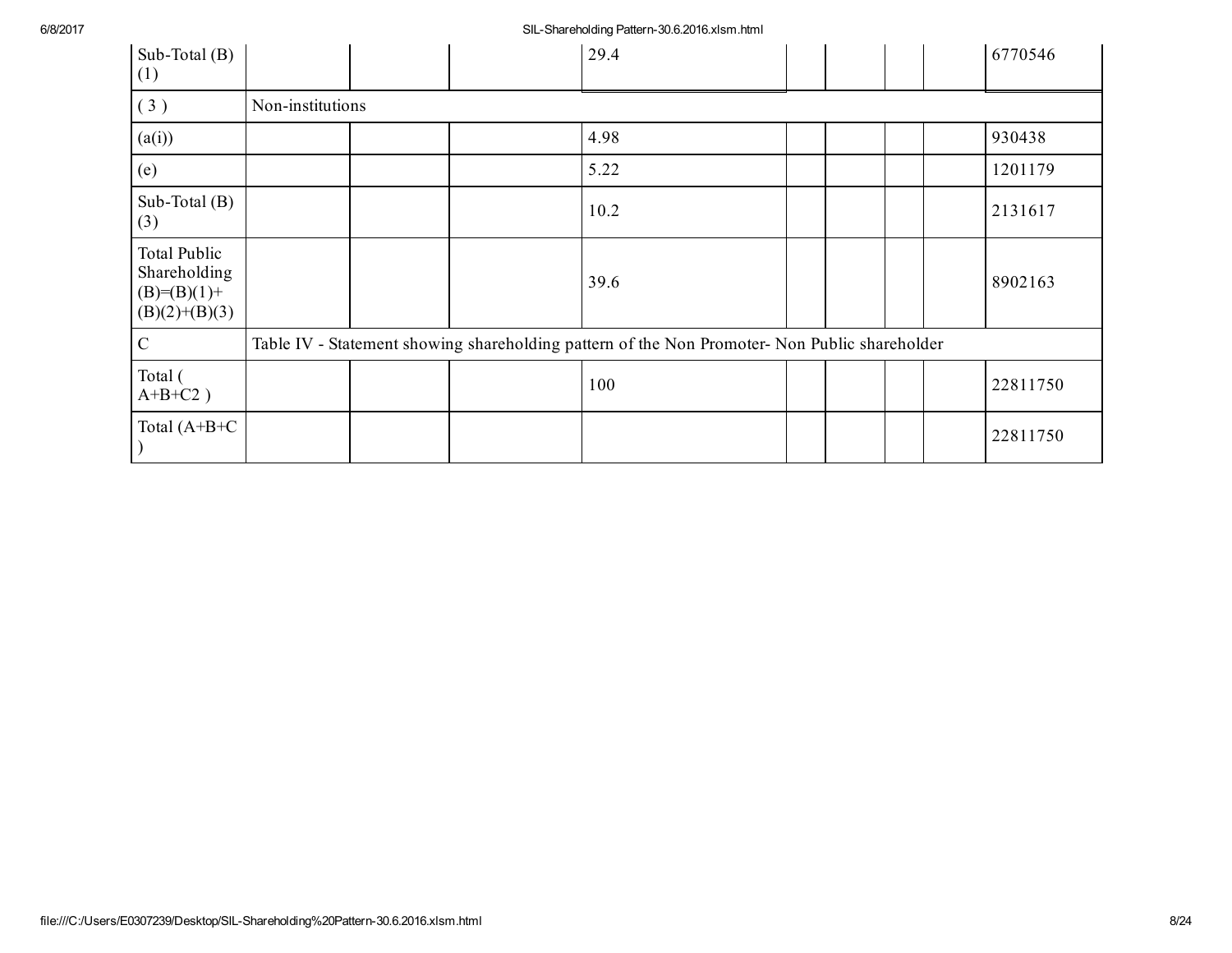| | | | | | | | | |
|---|---|---|---|---|---|---|---|---|
| Sub-Total (B) (1) | | | 29.4 | | | | | 6770546 |
| ( 3 ) | Non-institutions | | | | | | | |
| (a(i)) | | | 4.98 | | | | | 930438 |
| (e) | | | 5.22 | | | | | 1201179 |
| Sub-Total (B) (3) | | | 10.2 | | | | | 2131617 |
| Total Public Shareholding (B)=(B)(1)+(B)(2)+(B)(3) | | | 39.6 | | | | | 8902163 |
| C | Table IV - Statement showing shareholding pattern of the Non Promoter- Non Public shareholder | | | | | | | |
| Total ( A+B+C2 ) | | | 100 | | | | | 22811750 |
| Total (A+B+C ) | | | | | | | | 22811750 |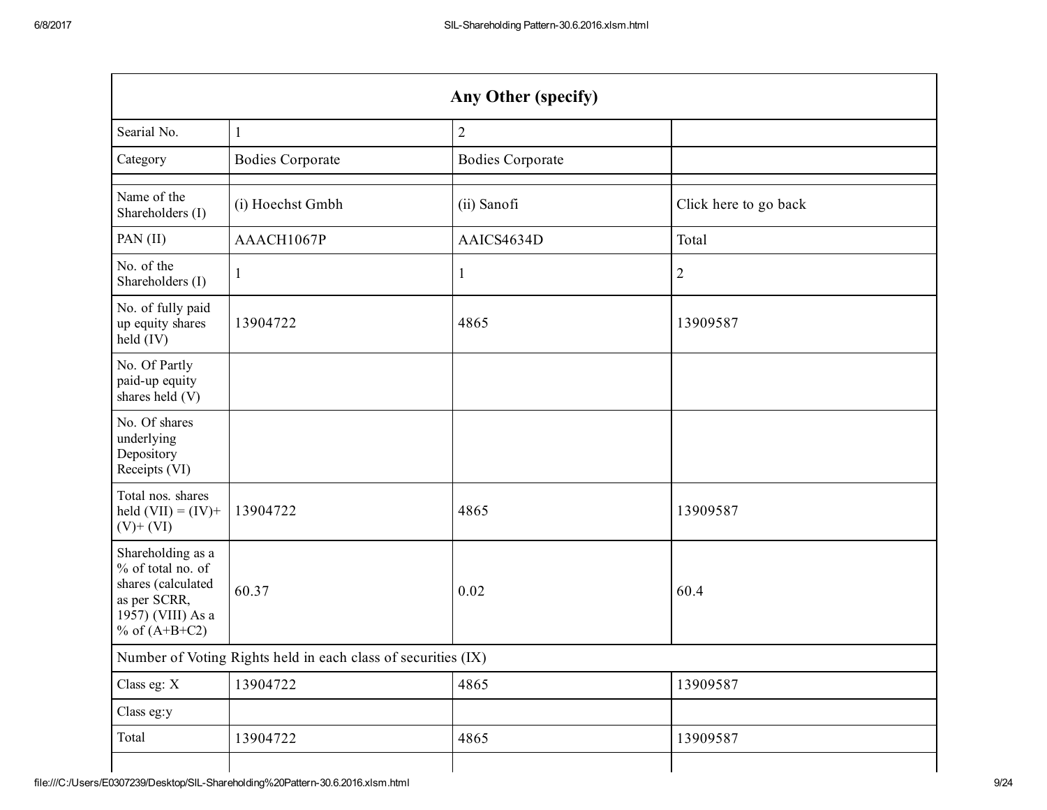| Any Other (specify) | | | |
|---|---|---|---|
| Searial No. | 1 | 2 | |
| Category | Bodies Corporate | Bodies Corporate | |
| | | | |
| Name of the Shareholders (I) | (i) Hoechst Gmbh | (ii) Sanofi | Click here to go back |
| PAN (II) | AAACH1067P | AAICS4634D | Total |
| No. of the Shareholders (I) | 1 | 1 | 2 |
| No. of fully paid up equity shares held (IV) | 13904722 | 4865 | 13909587 |
| No. Of Partly paid-up equity shares held (V) | | | |
| No. Of shares underlying Depository Receipts (VI) | | | |
| Total nos. shares held (VII) = (IV)+(V)+ (VI) | 13904722 | 4865 | 13909587 |
| Shareholding as a % of total no. of shares (calculated as per SCRR, 1957) (VIII) As a % of (A+B+C2) | 60.37 | 0.02 | 60.4 |
| Number of Voting Rights held in each class of securities (IX) | | | |
| Class eg: X | 13904722 | 4865 | 13909587 |
| Class eg:y | | | |
| Total | 13904722 | 4865 | 13909587 |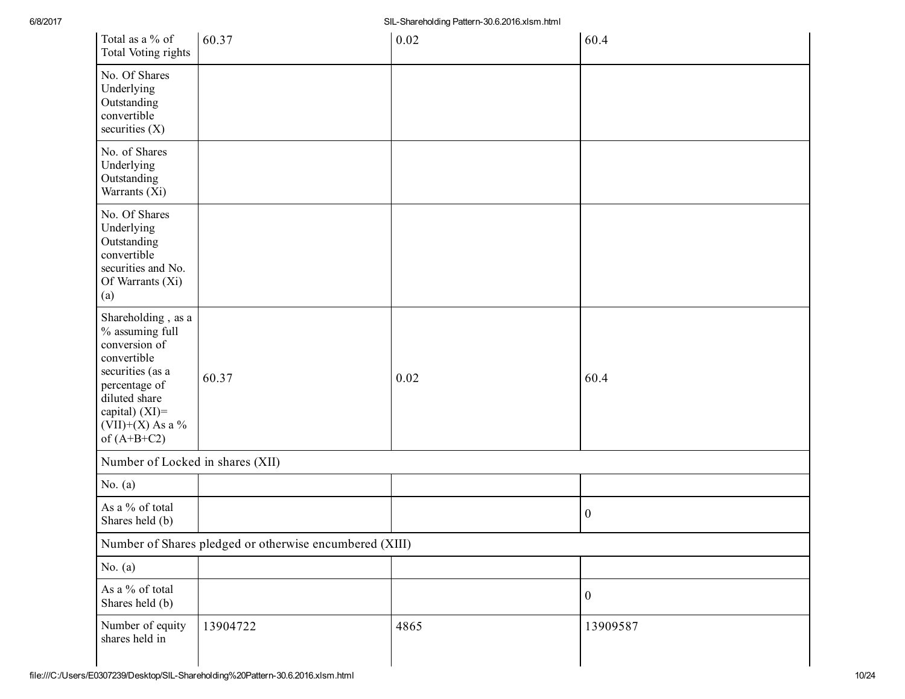| Total as a % of Total Voting rights | 60.37 | 0.02 | 60.4 |
|---|---|---|---|
| No. Of Shares Underlying Outstanding convertible securities (X) | | | |
| No. of Shares Underlying Outstanding Warrants (Xi) | | | |
| No. Of Shares Underlying Outstanding convertible securities and No. Of Warrants (Xi) (a) | | | |
| Shareholding , as a % assuming full conversion of convertible securities (as a percentage of diluted share capital) (XI)= (VII)+(X) As a % of (A+B+C2) | 60.37 | 0.02 | 60.4 |
| Number of Locked in shares (XII) | | | |
| No. (a) | | | |
| As a % of total Shares held (b) | | | 0 |
| Number of Shares pledged or otherwise encumbered (XIII) | | | |
| No. (a) | | | |
| As a % of total Shares held (b) | | | 0 |
| Number of equity shares held in | 13904722 | 4865 | 13909587 |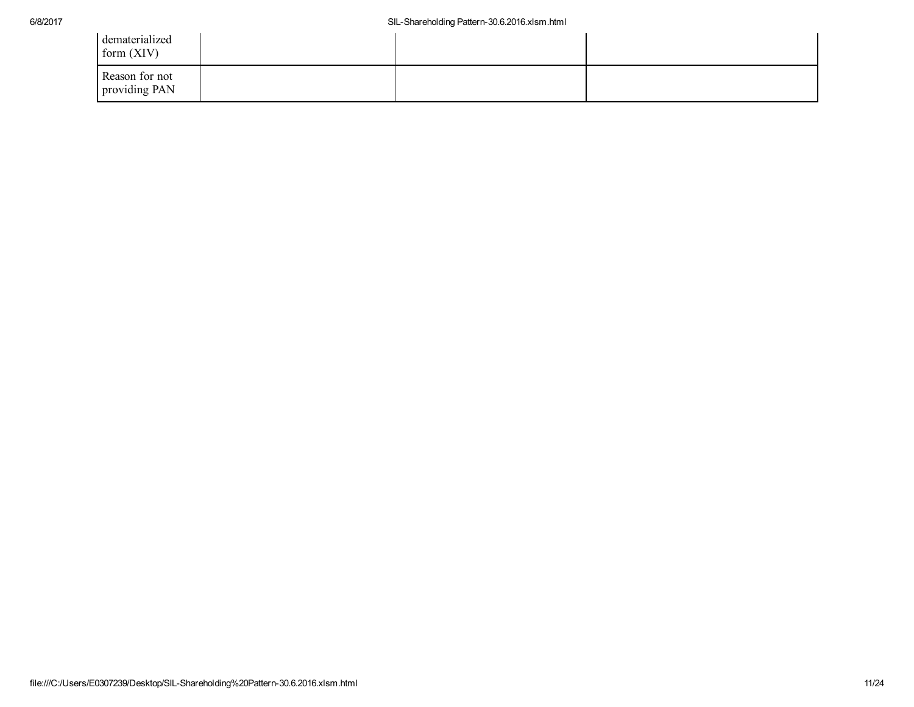| | | | |
|---|---|---|---|
| dematerialized form (XIV) | | | |
| Reason for not providing PAN | | | |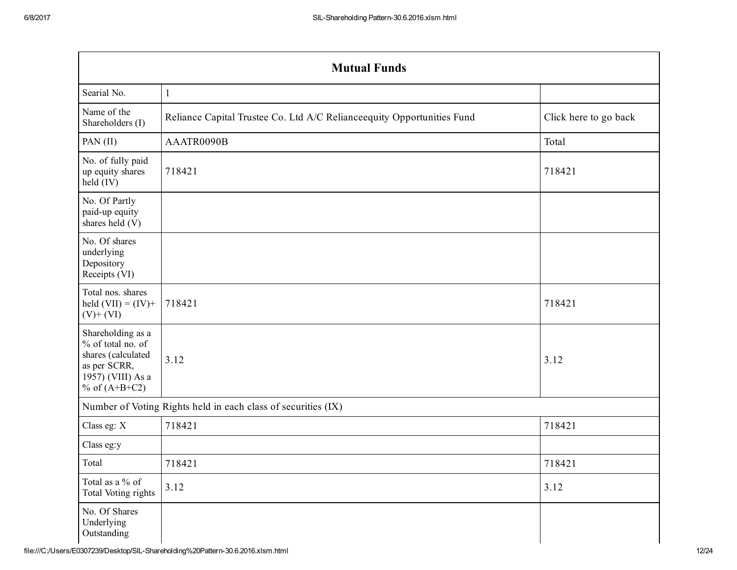| Mutual Funds | | |
|---|---|---|
| Searial No. | 1 | |
| Name of the Shareholders (I) | Reliance Capital Trustee Co. Ltd A/C Relianceequity Opportunities Fund | Click here to go back |
| PAN (II) | AAATR0090B | Total |
| No. of fully paid up equity shares held (IV) | 718421 | 718421 |
| No. Of Partly paid-up equity shares held (V) | | |
| No. Of shares underlying Depository Receipts (VI) | | |
| Total nos. shares held (VII) = (IV)+ (V)+ (VI) | 718421 | 718421 |
| Shareholding as a % of total no. of shares (calculated as per SCRR, 1957) (VIII) As a % of (A+B+C2) | 3.12 | 3.12 |
| Number of Voting Rights held in each class of securities (IX) | | |
| Class eg: X | 718421 | 718421 |
| Class eg:y | | |
| Total | 718421 | 718421 |
| Total as a % of Total Voting rights | 3.12 | 3.12 |
| No. Of Shares Underlying Outstanding | | |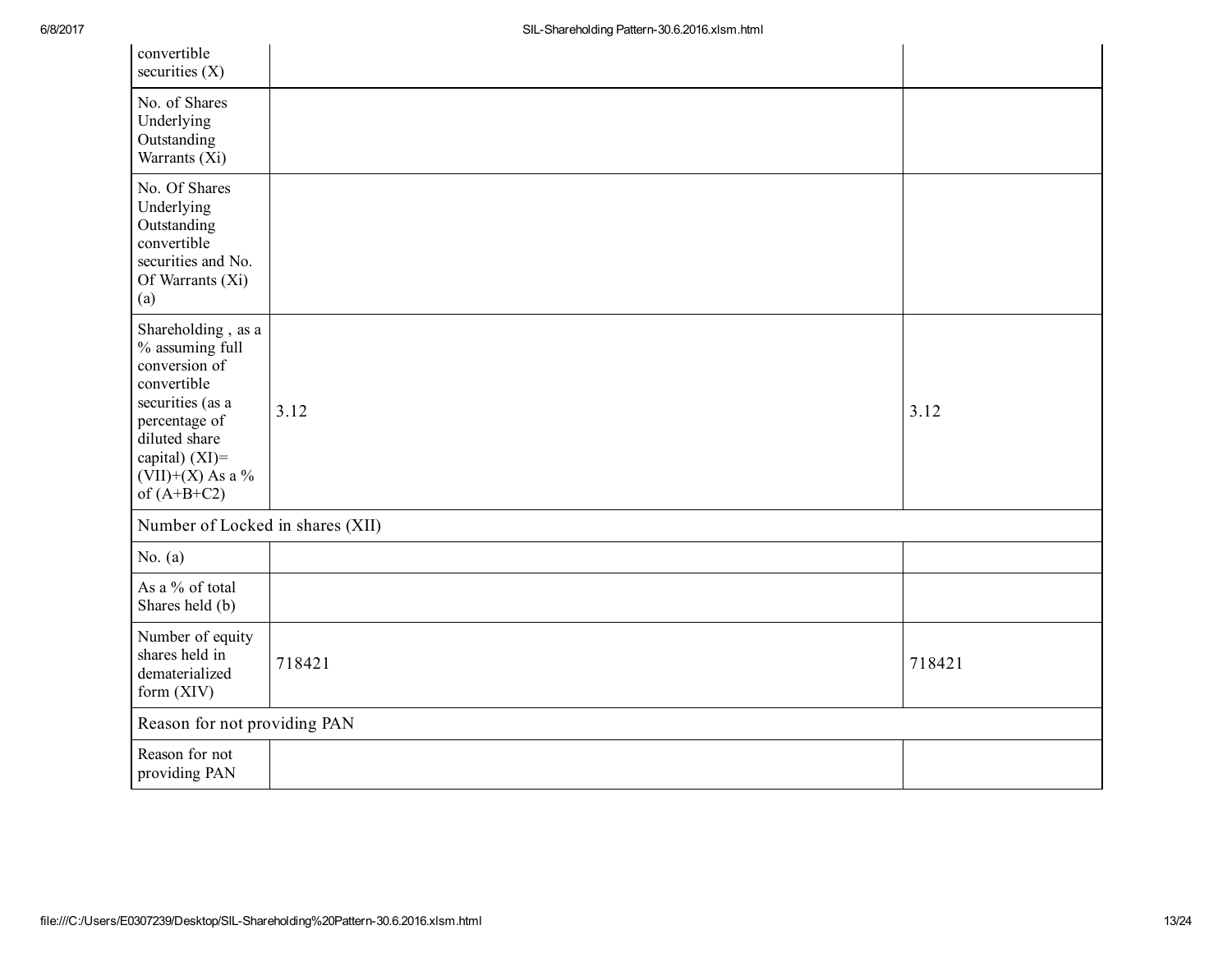| | | |
|---|---|---|
| convertible securities (X) | | |
| No. of Shares Underlying Outstanding Warrants (Xi) | | |
| No. Of Shares Underlying Outstanding convertible securities and No. Of Warrants (Xi) (a) | | |
| Shareholding , as a % assuming full conversion of convertible securities (as a percentage of diluted share capital) (XI)= (VII)+(X) As a % of (A+B+C2) | 3.12 | 3.12 |
| Number of Locked in shares (XII) | | |
| No. (a) | | |
| As a % of total Shares held (b) | | |
| Number of equity shares held in dematerialized form (XIV) | 718421 | 718421 |
| Reason for not providing PAN | | |
| Reason for not providing PAN | | |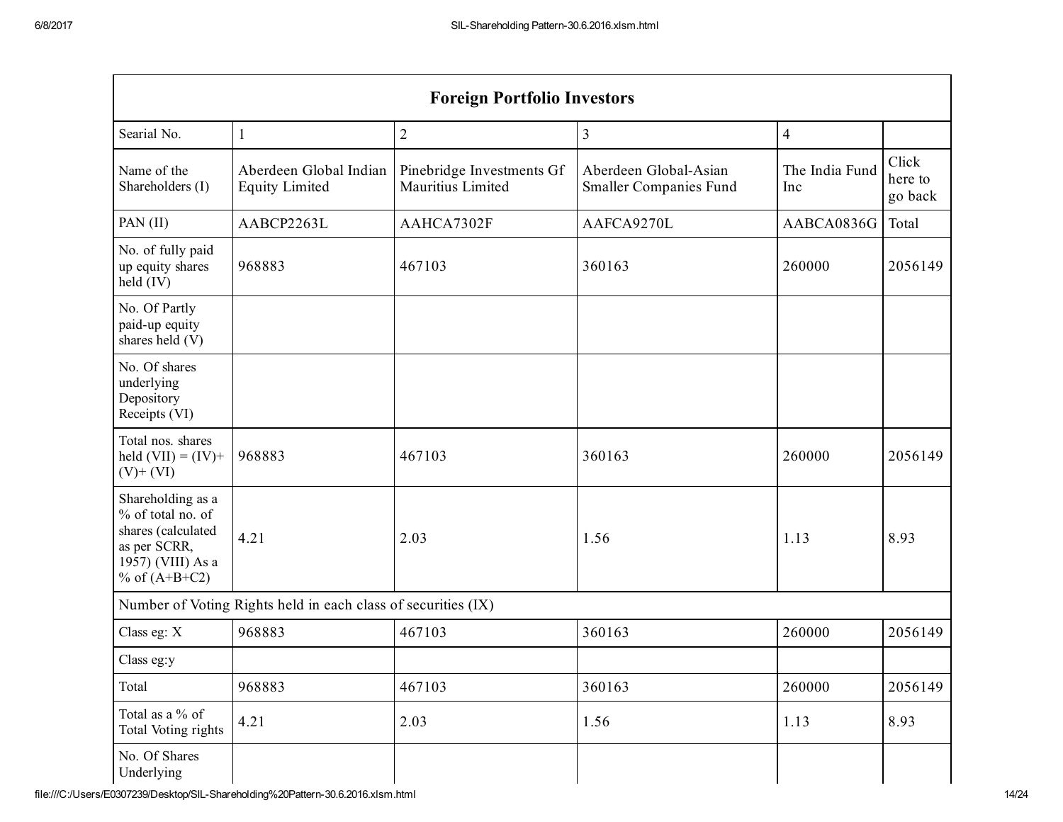| Foreign Portfolio Investors | | | | | |
|---|---|---|---|---|---|
| Searial No. | 1 | 2 | 3 | 4 | |
| Name of the Shareholders (I) | Aberdeen Global Indian Equity Limited | Pinebridge Investments Gf Mauritius Limited | Aberdeen Global-Asian Smaller Companies Fund | The India Fund Inc | Click here to go back |
| PAN (II) | AABCP2263L | AAHCA7302F | AAFCA9270L | AABCA0836G | Total |
| No. of fully paid up equity shares held (IV) | 968883 | 467103 | 360163 | 260000 | 2056149 |
| No. Of Partly paid-up equity shares held (V) | | | | | |
| No. Of shares underlying Depository Receipts (VI) | | | | | |
| Total nos. shares held (VII) = (IV)+ (V)+ (VI) | 968883 | 467103 | 360163 | 260000 | 2056149 |
| Shareholding as a % of total no. of shares (calculated as per SCRR, 1957) (VIII) As a % of (A+B+C2) | 4.21 | 2.03 | 1.56 | 1.13 | 8.93 |
| Number of Voting Rights held in each class of securities (IX) | | | | | |
| Class eg: X | 968883 | 467103 | 360163 | 260000 | 2056149 |
| Class eg:y | | | | | |
| Total | 968883 | 467103 | 360163 | 260000 | 2056149 |
| Total as a % of Total Voting rights | 4.21 | 2.03 | 1.56 | 1.13 | 8.93 |
| No. Of Shares Underlying | | | | | |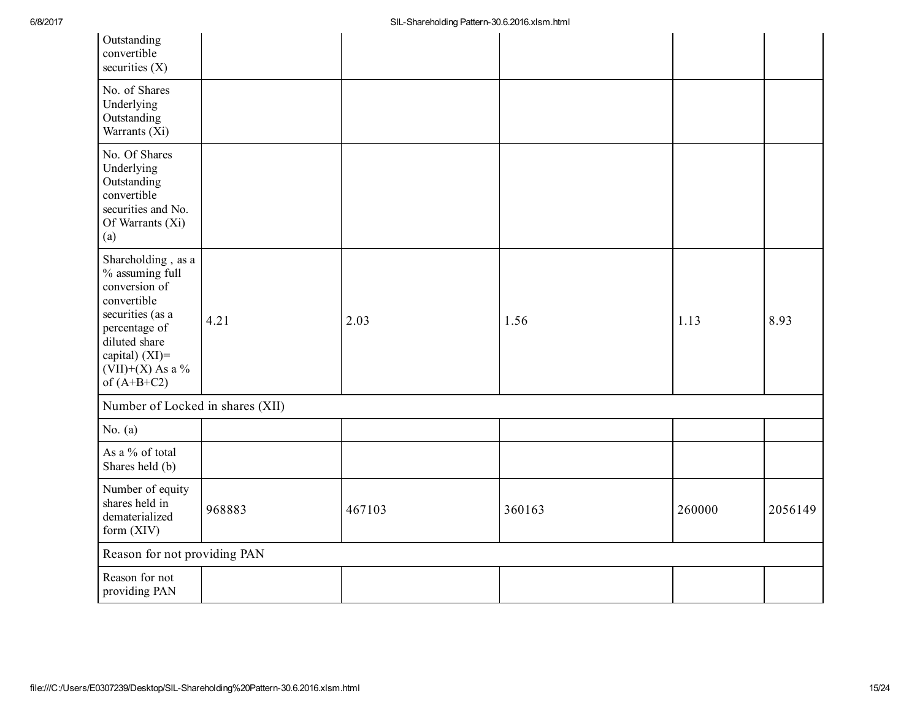| | | | | | |
|---|---|---|---|---|---|
| Outstanding convertible securities (X) | | | | | |
| No. of Shares Underlying Outstanding Warrants (Xi) | | | | | |
| No. Of Shares Underlying Outstanding convertible securities and No. Of Warrants (Xi) (a) | | | | | |
| Shareholding , as a % assuming full conversion of convertible securities (as a percentage of diluted share capital) (XI)= (VII)+(X) As a % of (A+B+C2) | 4.21 | 2.03 | 1.56 | 1.13 | 8.93 |
| Number of Locked in shares (XII) | | | | | |
| No. (a) | | | | | |
| As a % of total Shares held (b) | | | | | |
| Number of equity shares held in dematerialized form (XIV) | 968883 | 467103 | 360163 | 260000 | 2056149 |
| Reason for not providing PAN | | | | | |
| Reason for not providing PAN | | | | | |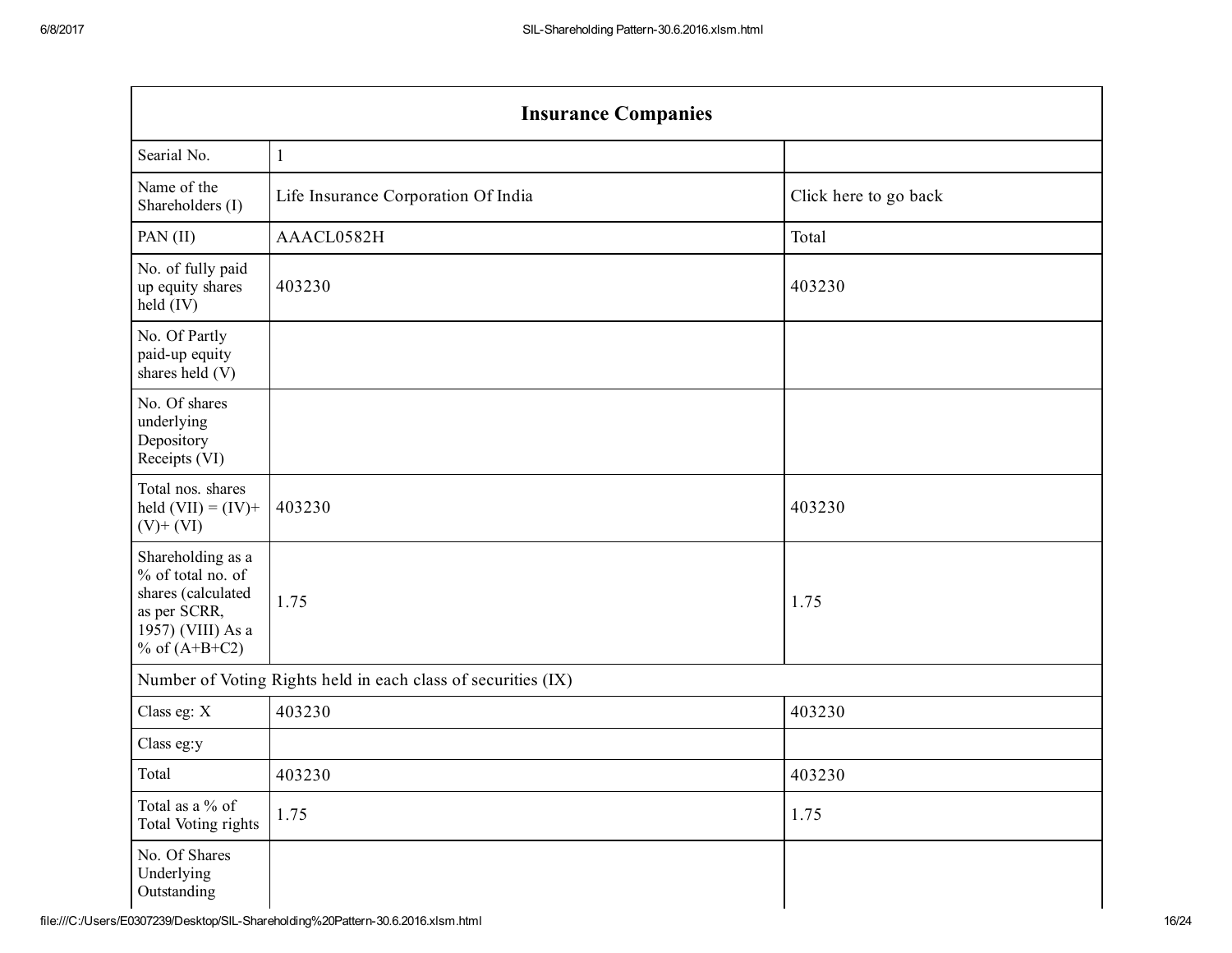| Insurance Companies | | |
|---|---|---|
| Searial No. | 1 | |
| Name of the Shareholders (I) | Life Insurance Corporation Of India | Click here to go back |
| PAN (II) | AAACL0582H | Total |
| No. of fully paid up equity shares held (IV) | 403230 | 403230 |
| No. Of Partly paid-up equity shares held (V) | | |
| No. Of shares underlying Depository Receipts (VI) | | |
| Total nos. shares held (VII) = (IV)+ (V)+ (VI) | 403230 | 403230 |
| Shareholding as a % of total no. of shares (calculated as per SCRR, 1957) (VIII) As a % of (A+B+C2) | 1.75 | 1.75 |
| Number of Voting Rights held in each class of securities (IX) | | |
| Class eg: X | 403230 | 403230 |
| Class eg:y | | |
| Total | 403230 | 403230 |
| Total as a % of Total Voting rights | 1.75 | 1.75 |
| No. Of Shares Underlying Outstanding | | |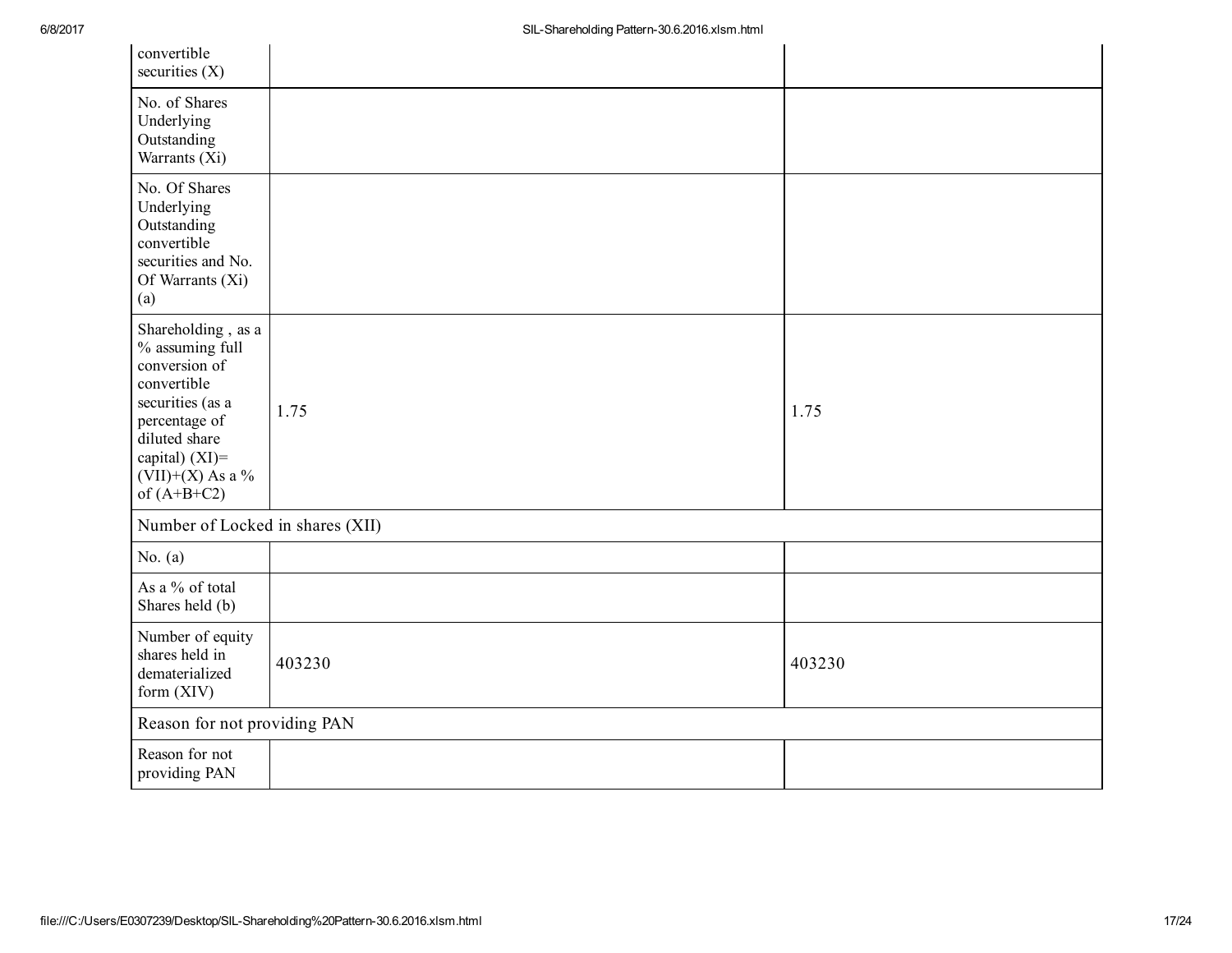| | | |
|---|---|---|
| convertible securities (X) | | |
| No. of Shares Underlying Outstanding Warrants (Xi) | | |
| No. Of Shares Underlying Outstanding convertible securities and No. Of Warrants (Xi) (a) | | |
| Shareholding , as a % assuming full conversion of convertible securities (as a percentage of diluted share capital) (XI)= (VII)+(X) As a % of (A+B+C2) | 1.75 | 1.75 |
| Number of Locked in shares (XII) | | |
| No. (a) | | |
| As a % of total Shares held (b) | | |
| Number of equity shares held in dematerialized form (XIV) | 403230 | 403230 |
| Reason for not providing PAN | | |
| Reason for not providing PAN | | |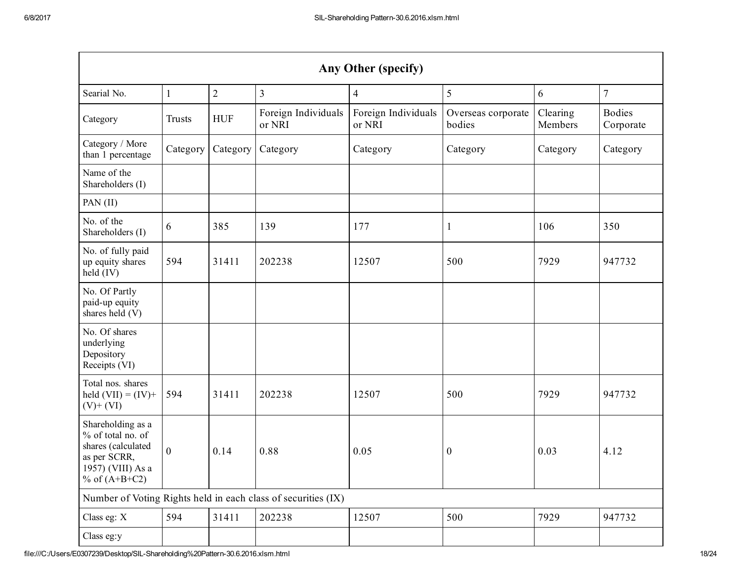| Any Other (specify) | | | | | | | |
|---|---|---|---|---|---|---|---|
| Searial No. | 1 | 2 | 3 | 4 | 5 | 6 | 7 |
| Category | Trusts | HUF | Foreign Individuals or NRI | Foreign Individuals or NRI | Overseas corporate bodies | Clearing Members | Bodies Corporate |
| Category / More than 1 percentage | Category | Category | Category | Category | Category | Category | Category |
| Name of the Shareholders (I) | | | | | | | |
| PAN (II) | | | | | | | |
| No. of the Shareholders (I) | 6 | 385 | 139 | 177 | 1 | 106 | 350 |
| No. of fully paid up equity shares held (IV) | 594 | 31411 | 202238 | 12507 | 500 | 7929 | 947732 |
| No. Of Partly paid-up equity shares held (V) | | | | | | | |
| No. Of shares underlying Depository Receipts (VI) | | | | | | | |
| Total nos. shares held (VII) = (IV)+ (V)+ (VI) | 594 | 31411 | 202238 | 12507 | 500 | 7929 | 947732 |
| Shareholding as a % of total no. of shares (calculated as per SCRR, 1957) (VIII) As a % of (A+B+C2) | 0 | 0.14 | 0.88 | 0.05 | 0 | 0.03 | 4.12 |
| Number of Voting Rights held in each class of securities (IX) | | | | | | | |
| Class eg: X | 594 | 31411 | 202238 | 12507 | 500 | 7929 | 947732 |
| Class eg:y | | | | | | | |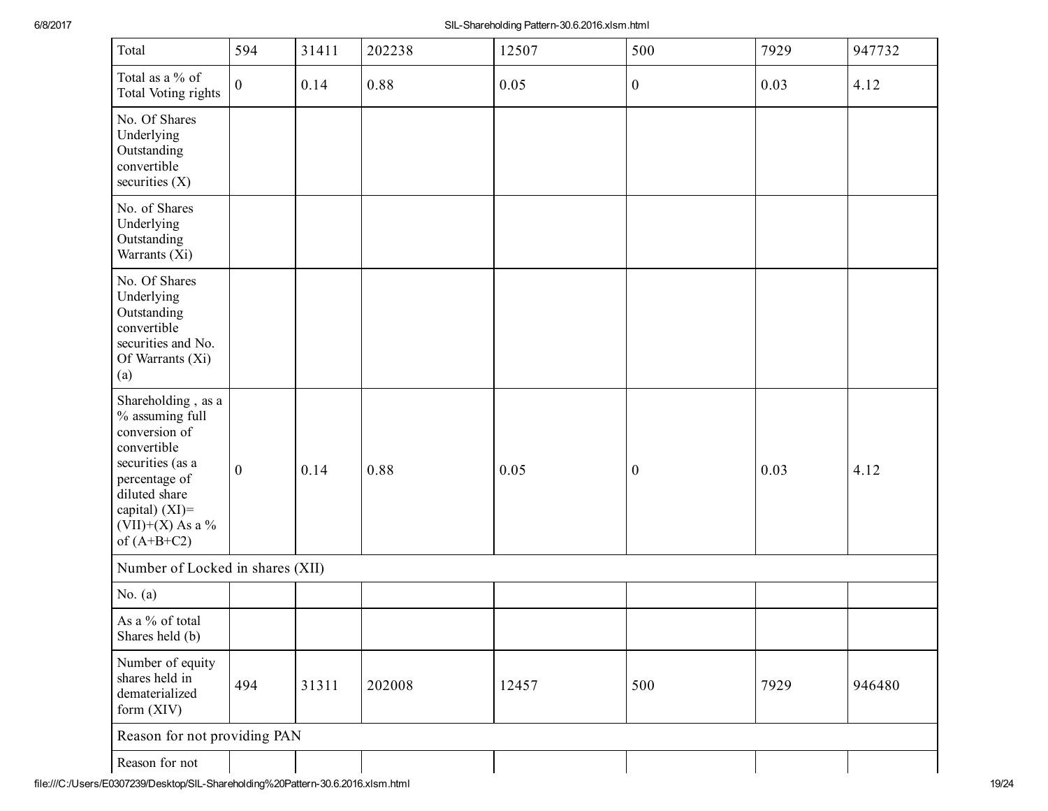| Total | 594 | 31411 | 202238 | 12507 | 500 | 7929 | 947732 |
|---|---|---|---|---|---|---|---|
| Total as a % of Total Voting rights | 0 | 0.14 | 0.88 | 0.05 | 0 | 0.03 | 4.12 |
| No. Of Shares Underlying Outstanding convertible securities (X) | | | | | | | |
| No. of Shares Underlying Outstanding Warrants (Xi) | | | | | | | |
| No. Of Shares Underlying Outstanding convertible securities and No. Of Warrants (Xi) (a) | | | | | | | |
| Shareholding , as a % assuming full conversion of convertible securities (as a percentage of diluted share capital) (XI)= (VII)+(X) As a % of (A+B+C2) | 0 | 0.14 | 0.88 | 0.05 | 0 | 0.03 | 4.12 |
| Number of Locked in shares (XII) | | | | | | | |
| No. (a) | | | | | | | |
| As a % of total Shares held (b) | | | | | | | |
| Number of equity shares held in dematerialized form (XIV) | 494 | 31311 | 202008 | 12457 | 500 | 7929 | 946480 |
| Reason for not providing PAN | | | | | | | |
| Reason for not | | | | | | | |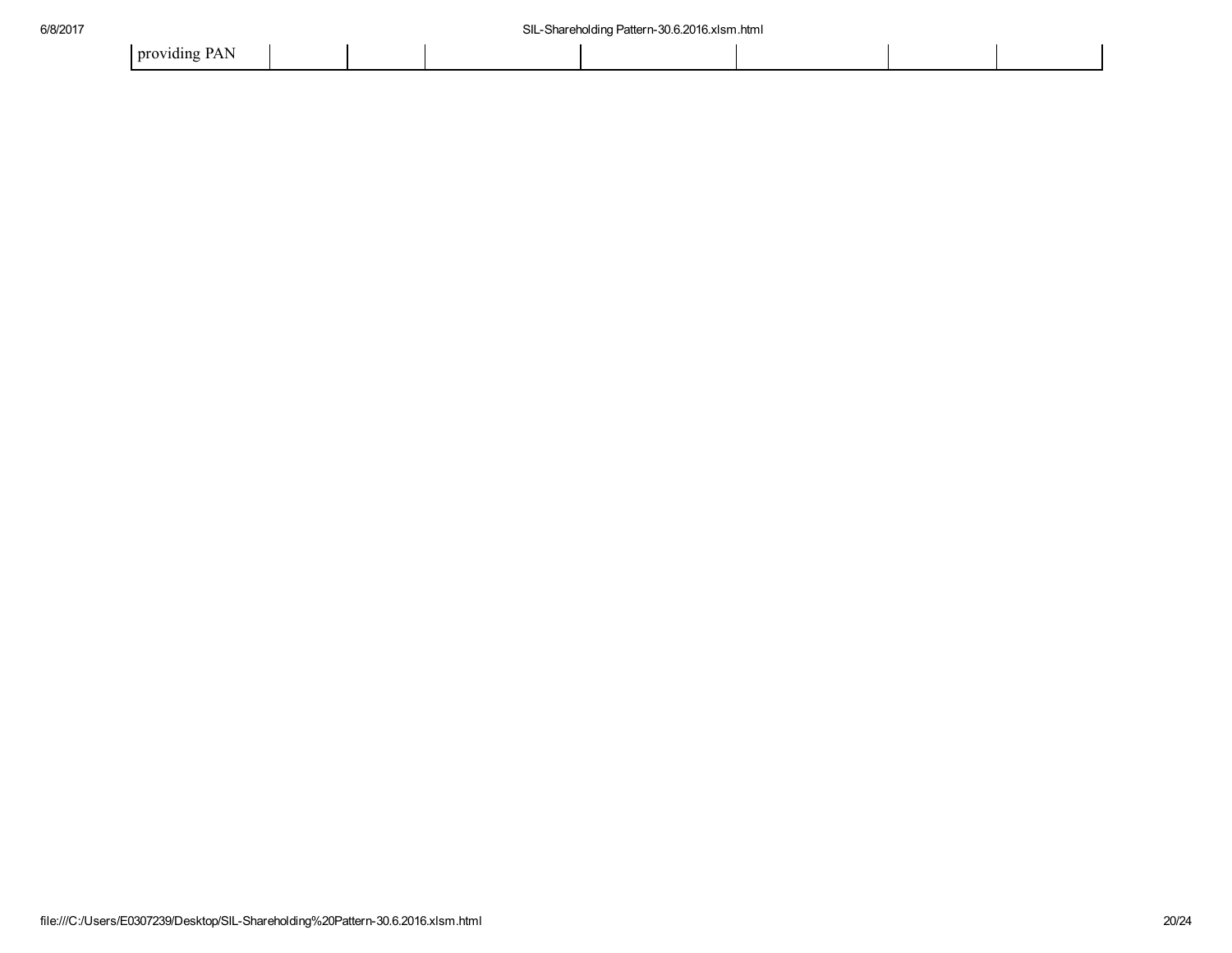| providing PAN | | | | | | | |
|---|---|---|---|---|---|---|---|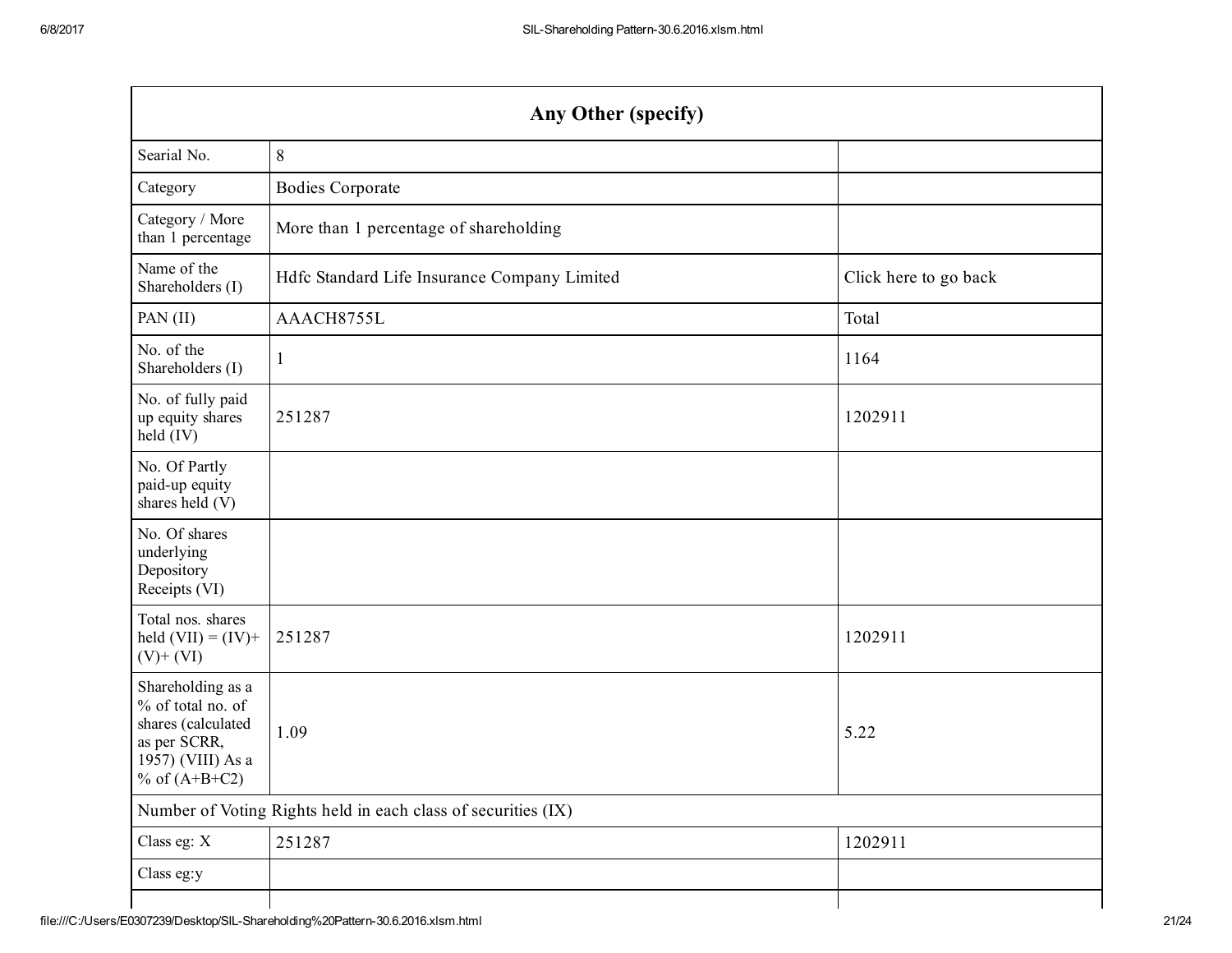| Any Other (specify) | | |
|---|---|---|
| Searial No. | 8 | |
| Category | Bodies Corporate | |
| Category / More than 1 percentage | More than 1 percentage of shareholding | |
| Name of the Shareholders (I) | Hdfc Standard Life Insurance Company Limited | Click here to go back |
| PAN (II) | AAACH8755L | Total |
| No. of the Shareholders (I) | 1 | 1164 |
| No. of fully paid up equity shares held (IV) | 251287 | 1202911 |
| No. Of Partly paid-up equity shares held (V) | | |
| No. Of shares underlying Depository Receipts (VI) | | |
| Total nos. shares held (VII) = (IV)+ (V)+ (VI) | 251287 | 1202911 |
| Shareholding as a % of total no. of shares (calculated as per SCRR, 1957) (VIII) As a % of (A+B+C2) | 1.09 | 5.22 |
| Number of Voting Rights held in each class of securities (IX) | | |
| Class eg: X | 251287 | 1202911 |
| Class eg:y | | |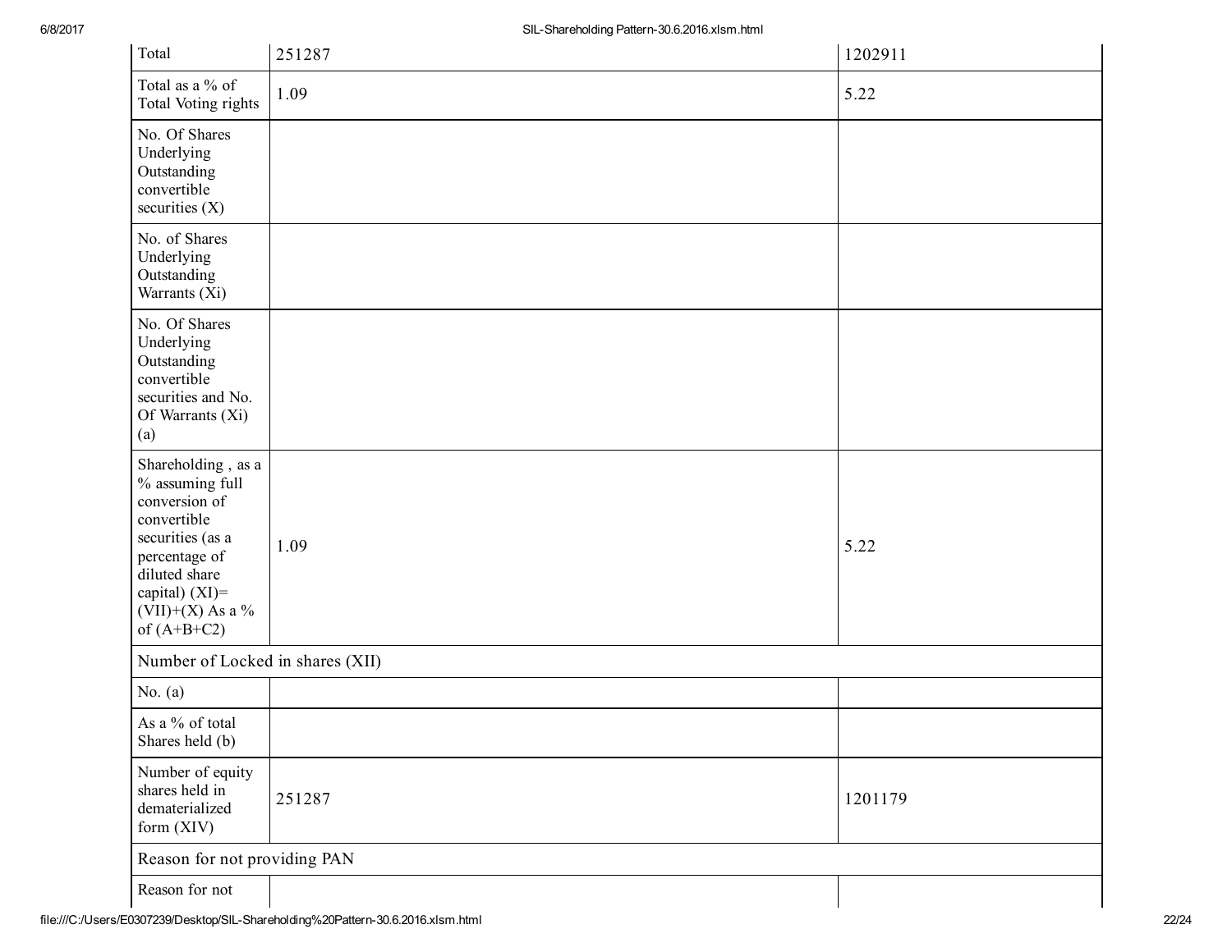| Total | 251287 | 1202911 |
|---|---|---|
| Total as a % of Total Voting rights | 1.09 | 5.22 |
| No. Of Shares Underlying Outstanding convertible securities (X) | | |
| No. of Shares Underlying Outstanding Warrants (Xi) | | |
| No. Of Shares Underlying Outstanding convertible securities and No. Of Warrants (Xi) (a) | | |
| Shareholding , as a % assuming full conversion of convertible securities (as a percentage of diluted share capital) (XI)= (VII)+(X) As a % of (A+B+C2) | 1.09 | 5.22 |
| Number of Locked in shares (XII) | | |
| No. (a) | | |
| As a % of total Shares held (b) | | |
| Number of equity shares held in dematerialized form (XIV) | 251287 | 1201179 |
| Reason for not providing PAN | | |
| Reason for not | | |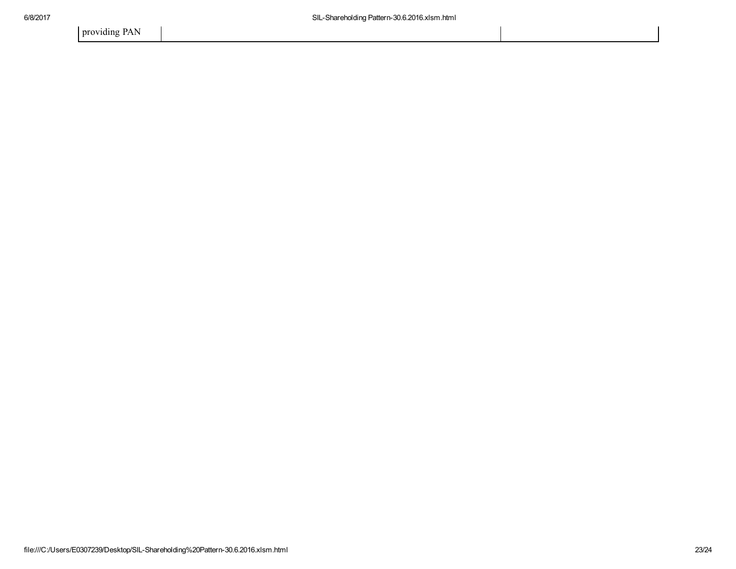| | | |
|---|---|---|
| providing PAN | | |